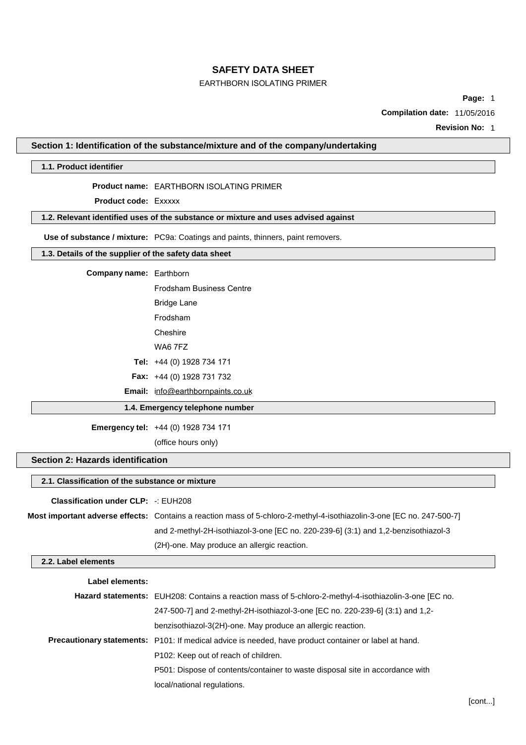# SAFETY DATA SHEET

EARTHBORN ISOLATING PRIMER

**Compilation date:** 11/05/2016

**Revision No:** 1

## Section 1: Identification of the substance/mixture and of the company/undertaking

### 1.1. Product identifier

**Product name:** EARTHBORN ISOLATING PRIMER

**Product code:** Exxxxx

### 1.2. Relevant identified uses of the substance or mixture and uses advised against

**Use of substance / mixture:** PC9a: Coatings and paints, thinners, paint removers.

### 1.3. Details of the supplier of the safety data sheet

**Company name:** Earthborn

Frodsham Business Centre

Bridge Lane

Frodsham

Cheshire

WA6 7FZ

**Tel:** +44 (0) 1928 734 171

**Fax:** +44 (0) 1928 731 732

**Email:** info@earthbornpaints.co.uk

### 1.4. Emergency telephone number

**Emergency tel:** +44 (0) 1928 734 171

(office hours only)

## Section 2: Hazards identification

### 2.1. Classification of the substance or mixture

**Classification under CLP:** -: EUH208

**Most important adverse effects:** Contains a reaction mass of 5-chloro-2-methyl-4-isothiazolin-3-one [EC no. 247-500-7] and 2-methyl-2H-isothiazol-3-one [EC no. 220-239-6] (3:1) and 1,2-benzisothiazol-3 (2H)-one. May produce an allergic reaction.

### 2.2. Label elements

**Label elements:**

**Hazard statements:** EUH208: Contains a reaction mass of 5-chloro-2-methyl-4-isothiazolin-3-one [EC no. 247-500-7] and 2-methyl-2H-isothiazol-3-one [EC no. 220-239-6] (3:1) and 1,2-benzisothiazol-3(2H)-one. May produce an allergic reaction.

**Precautionary statements:** P101: If medical advice is needed, have product container or label at hand.

P102: Keep out of reach of children.

P501: Dispose of contents/container to waste disposal site in accordance with local/national regulations.

[cont...]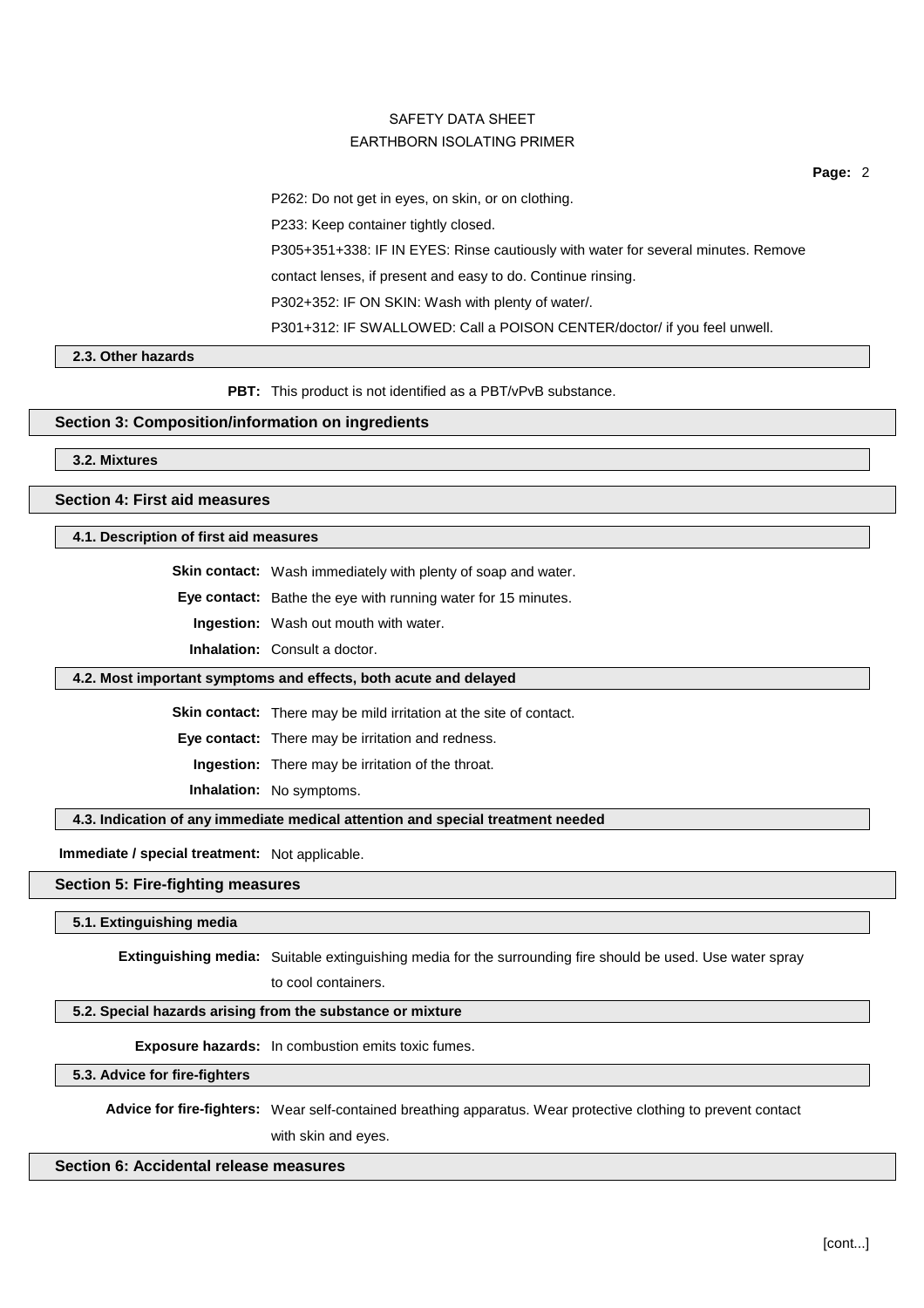P262: Do not get in eyes, on skin, or on clothing.

P233: Keep container tightly closed.

P305+351+338: IF IN EYES: Rinse cautiously with water for several minutes. Remove contact lenses, if present and easy to do. Continue rinsing.

P302+352: IF ON SKIN: Wash with plenty of water/.

P301+312: IF SWALLOWED: Call a POISON CENTER/doctor/ if you feel unwell.

### 2.3. Other hazards

**PBT:** This product is not identified as a PBT/vPvB substance.

## Section 3: Composition/information on ingredients

### 3.2. Mixtures

## Section 4: First aid measures

### 4.1. Description of first aid measures

**Skin contact:** Wash immediately with plenty of soap and water.

**Eye contact:** Bathe the eye with running water for 15 minutes.

**Ingestion:** Wash out mouth with water.

**Inhalation:** Consult a doctor.

### 4.2. Most important symptoms and effects, both acute and delayed

**Skin contact:** There may be mild irritation at the site of contact.

**Eye contact:** There may be irritation and redness.

**Ingestion:** There may be irritation of the throat.

**Inhalation:** No symptoms.

### 4.3. Indication of any immediate medical attention and special treatment needed

**Immediate / special treatment:** Not applicable.

## Section 5: Fire-fighting measures

### 5.1. Extinguishing media

**Extinguishing media:** Suitable extinguishing media for the surrounding fire should be used. Use water spray to cool containers.

### 5.2. Special hazards arising from the substance or mixture

**Exposure hazards:** In combustion emits toxic fumes.

### 5.3. Advice for fire-fighters

**Advice for fire-fighters:** Wear self-contained breathing apparatus. Wear protective clothing to prevent contact with skin and eyes.

## Section 6: Accidental release measures

[cont...]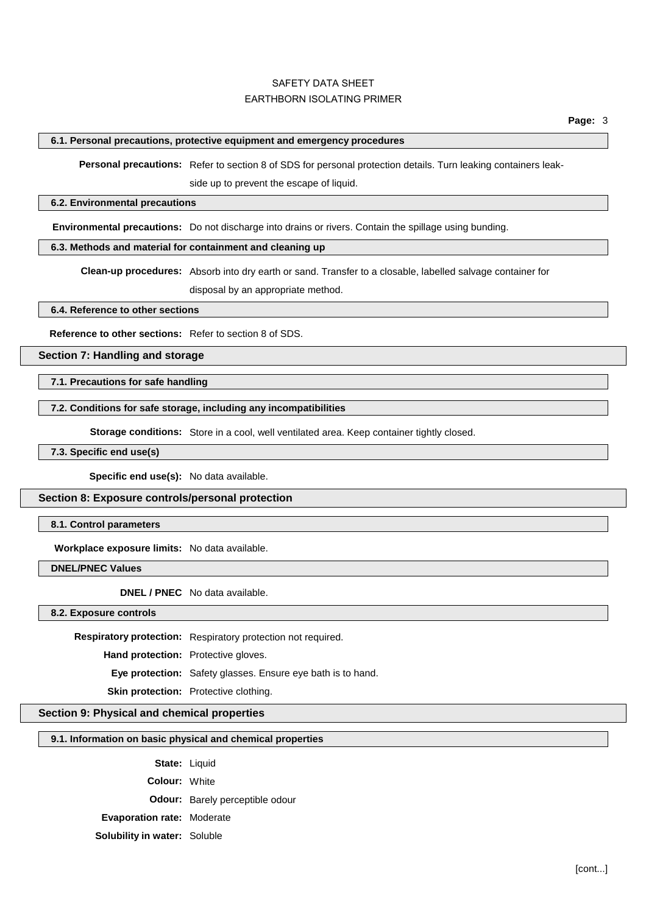### 6.1. Personal precautions, protective equipment and emergency procedures

**Personal precautions:** Refer to section 8 of SDS for personal protection details. Turn leaking containers leak-side up to prevent the escape of liquid.

### 6.2. Environmental precautions

**Environmental precautions:** Do not discharge into drains or rivers. Contain the spillage using bunding.

### 6.3. Methods and material for containment and cleaning up

**Clean-up procedures:** Absorb into dry earth or sand. Transfer to a closable, labelled salvage container for disposal by an appropriate method.

### 6.4. Reference to other sections

**Reference to other sections:** Refer to section 8 of SDS.

## Section 7: Handling and storage

### 7.1. Precautions for safe handling

### 7.2. Conditions for safe storage, including any incompatibilities

**Storage conditions:** Store in a cool, well ventilated area. Keep container tightly closed.

### 7.3. Specific end use(s)

**Specific end use(s):** No data available.

## Section 8: Exposure controls/personal protection

### 8.1. Control parameters

**Workplace exposure limits:** No data available.

### DNEL/PNEC Values

**DNEL / PNEC** No data available.

### 8.2. Exposure controls

**Respiratory protection:** Respiratory protection not required.

**Hand protection:** Protective gloves.

**Eye protection:** Safety glasses. Ensure eye bath is to hand.

**Skin protection:** Protective clothing.

## Section 9: Physical and chemical properties

### 9.1. Information on basic physical and chemical properties

**State:** Liquid

**Colour:** White

**Odour:** Barely perceptible odour

**Evaporation rate:** Moderate

**Solubility in water:** Soluble

[cont...]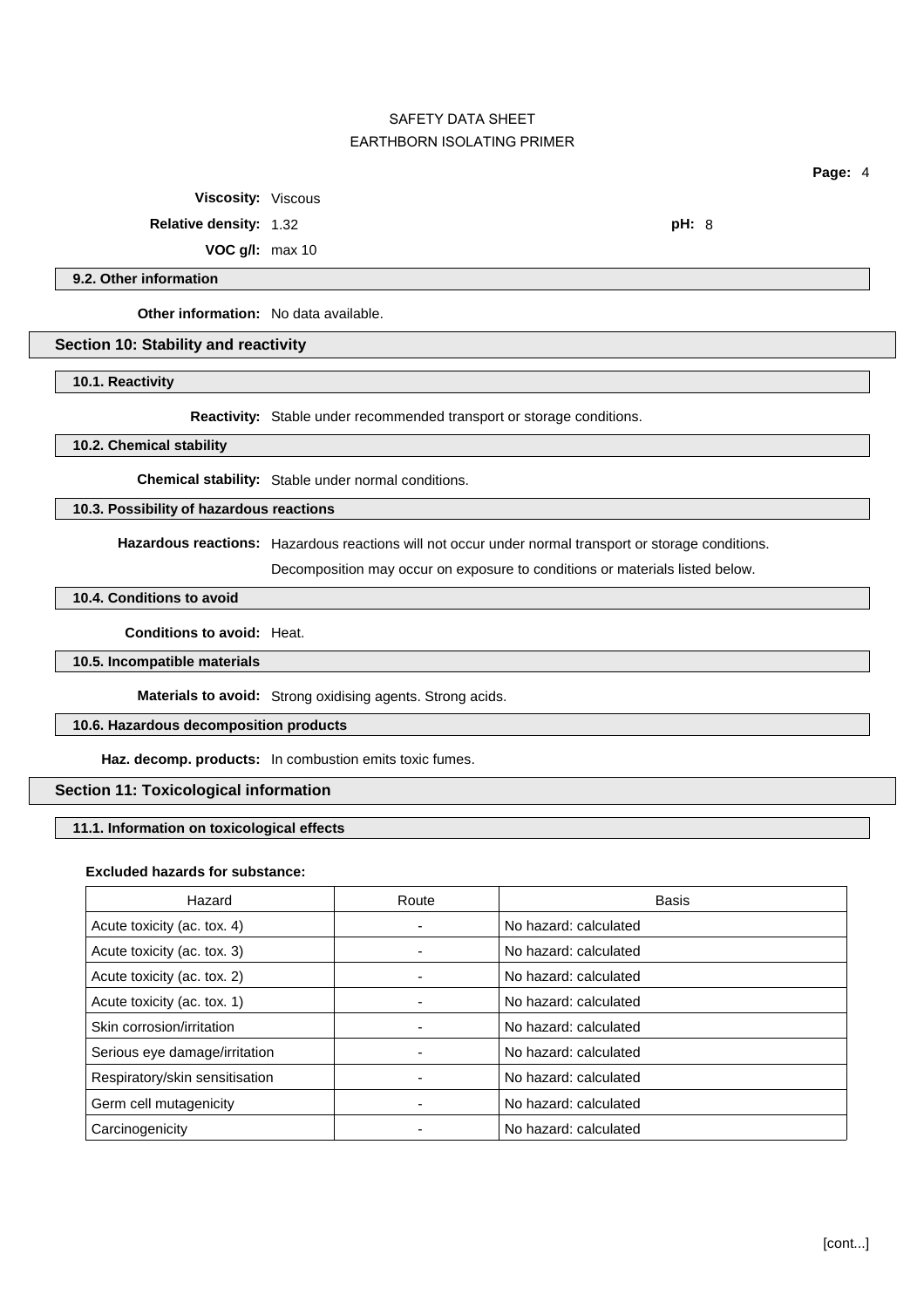**Viscosity:** Viscous

**Relative density:** 1.32 **pH:** 8

**VOC g/l:** max 10

### 9.2. Other information

**Other information:** No data available.

## Section 10: Stability and reactivity

### 10.1. Reactivity

**Reactivity:** Stable under recommended transport or storage conditions.

### 10.2. Chemical stability

**Chemical stability:** Stable under normal conditions.

### 10.3. Possibility of hazardous reactions

**Hazardous reactions:** Hazardous reactions will not occur under normal transport or storage conditions.

Decomposition may occur on exposure to conditions or materials listed below.

### 10.4. Conditions to avoid

**Conditions to avoid:** Heat.

### 10.5. Incompatible materials

**Materials to avoid:** Strong oxidising agents. Strong acids.

### 10.6. Hazardous decomposition products

**Haz. decomp. products:** In combustion emits toxic fumes.

## Section 11: Toxicological information

### 11.1. Information on toxicological effects

**Excluded hazards for substance:**

| Hazard | Route | Basis |
|---|---|---|
| Acute toxicity (ac. tox. 4) | - | No hazard: calculated |
| Acute toxicity (ac. tox. 3) | - | No hazard: calculated |
| Acute toxicity (ac. tox. 2) | - | No hazard: calculated |
| Acute toxicity (ac. tox. 1) | - | No hazard: calculated |
| Skin corrosion/irritation | - | No hazard: calculated |
| Serious eye damage/irritation | - | No hazard: calculated |
| Respiratory/skin sensitisation | - | No hazard: calculated |
| Germ cell mutagenicity | - | No hazard: calculated |
| Carcinogenicity | - | No hazard: calculated |

[cont...]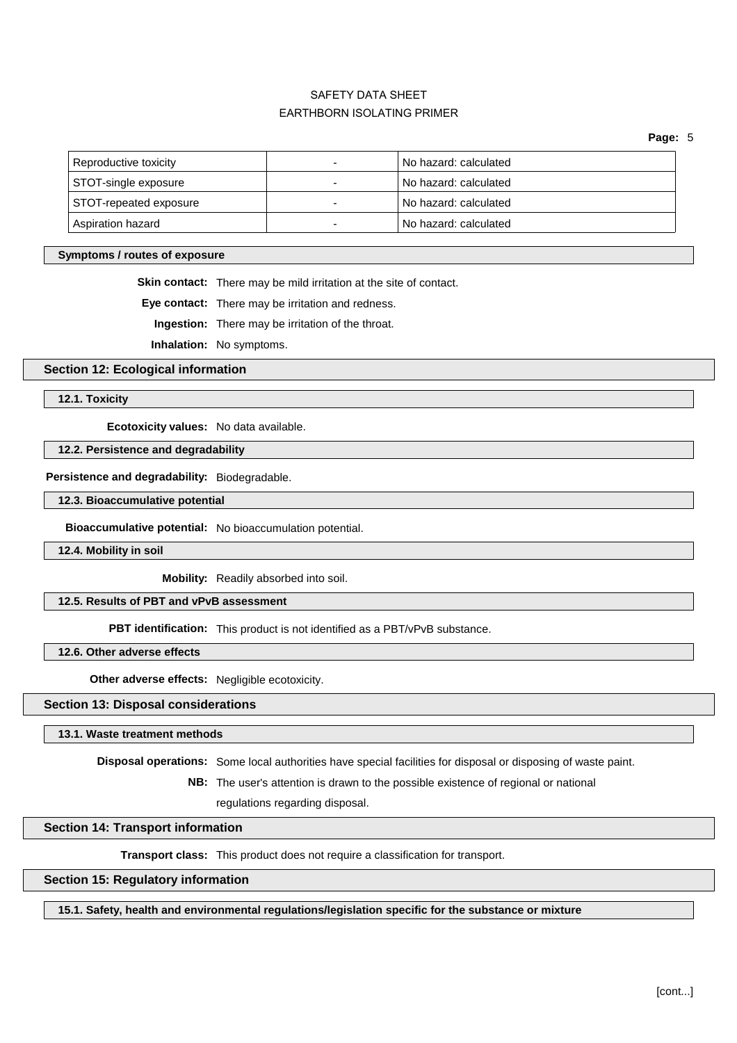| Reproductive toxicity | - | No hazard: calculated |
|---|---|---|
| STOT-single exposure | - | No hazard: calculated |
| STOT-repeated exposure | - | No hazard: calculated |
| Aspiration hazard | - | No hazard: calculated |

### Symptoms / routes of exposure

**Skin contact:** There may be mild irritation at the site of contact.

**Eye contact:** There may be irritation and redness.

**Ingestion:** There may be irritation of the throat.

**Inhalation:** No symptoms.

## Section 12: Ecological information

### 12.1. Toxicity

**Ecotoxicity values:** No data available.

### 12.2. Persistence and degradability

**Persistence and degradability:** Biodegradable.

### 12.3. Bioaccumulative potential

**Bioaccumulative potential:** No bioaccumulation potential.

### 12.4. Mobility in soil

**Mobility:** Readily absorbed into soil.

### 12.5. Results of PBT and vPvB assessment

**PBT identification:** This product is not identified as a PBT/vPvB substance.

### 12.6. Other adverse effects

**Other adverse effects:** Negligible ecotoxicity.

## Section 13: Disposal considerations

### 13.1. Waste treatment methods

**Disposal operations:** Some local authorities have special facilities for disposal or disposing of waste paint.

**NB:** The user's attention is drawn to the possible existence of regional or national regulations regarding disposal.

## Section 14: Transport information

**Transport class:** This product does not require a classification for transport.

## Section 15: Regulatory information

### 15.1. Safety, health and environmental regulations/legislation specific for the substance or mixture

[cont...]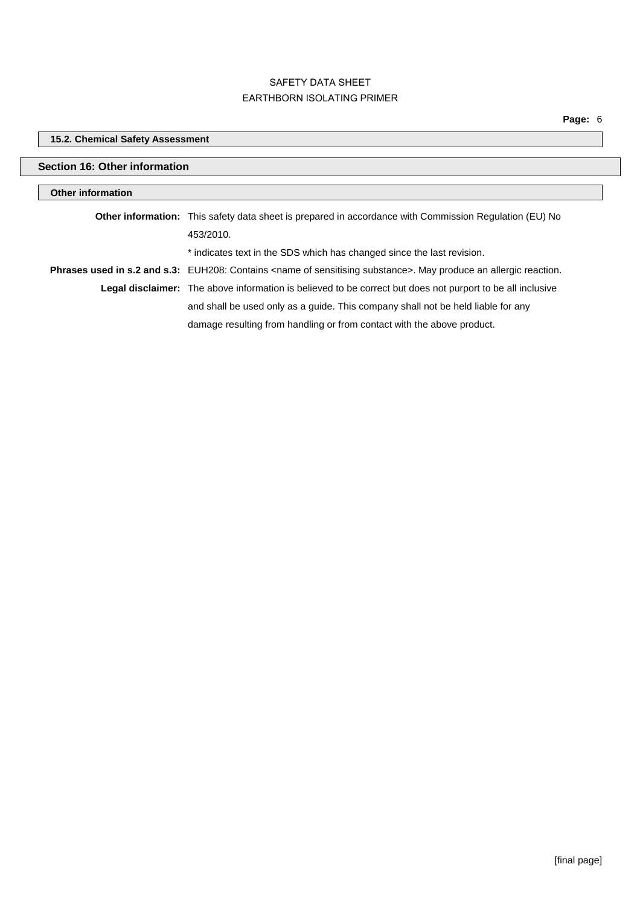### 15.2. Chemical Safety Assessment

## Section 16: Other information

### Other information

**Other information:** This safety data sheet is prepared in accordance with Commission Regulation (EU) No 453/2010.

* indicates text in the SDS which has changed since the last revision.

**Phrases used in s.2 and s.3:** EUH208: Contains <name of sensitising substance>. May produce an allergic reaction.

**Legal disclaimer:** The above information is believed to be correct but does not purport to be all inclusive and shall be used only as a guide. This company shall not be held liable for any damage resulting from handling or from contact with the above product.

[final page]